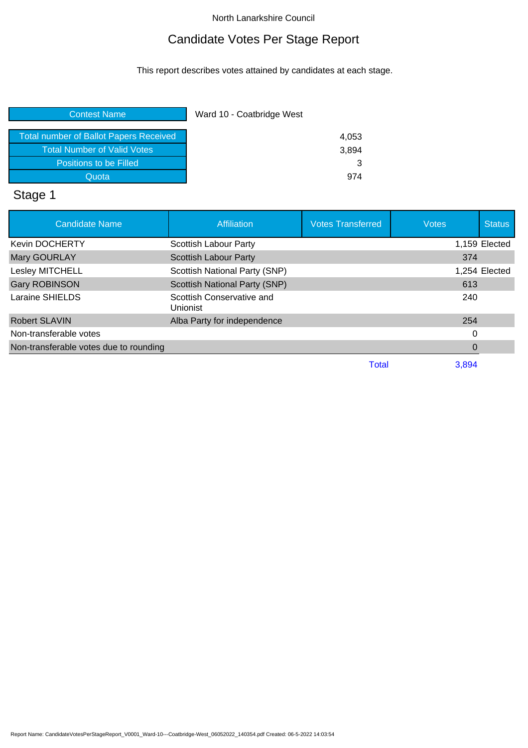North Lanarkshire Council

# Candidate Votes Per Stage Report

This report describes votes attained by candidates at each stage.

| Contest Name | Ward 10 - Coatbridge West |
|---|---|
| Total number of Ballot Papers Received | 4,053 |
| Total Number of Valid Votes | 3,894 |
| Positions to be Filled | 3 |
| Quota | 974 |

## Stage 1

| Candidate Name | Affiliation | Votes Transferred | Votes | Status |
|---|---|---|---|---|
| Kevin DOCHERTY | Scottish Labour Party | | 1,159 | Elected |
| Mary GOURLAY | Scottish Labour Party | | 374 | |
| Lesley MITCHELL | Scottish National Party (SNP) | | 1,254 | Elected |
| Gary ROBINSON | Scottish National Party (SNP) | | 613 | |
| Laraine SHIELDS | Scottish Conservative and Unionist | | 240 | |
| Robert SLAVIN | Alba Party for independence | | 254 | |
| Non-transferable votes | | | 0 | |
| Non-transferable votes due to rounding | | | 0 | |
| | | Total | 3,894 | |

Report Name: CandidateVotesPerStageReport_V0001_Ward-10---Coatbridge-West_06052022_140354.pdf Created: 06-5-2022 14:03:54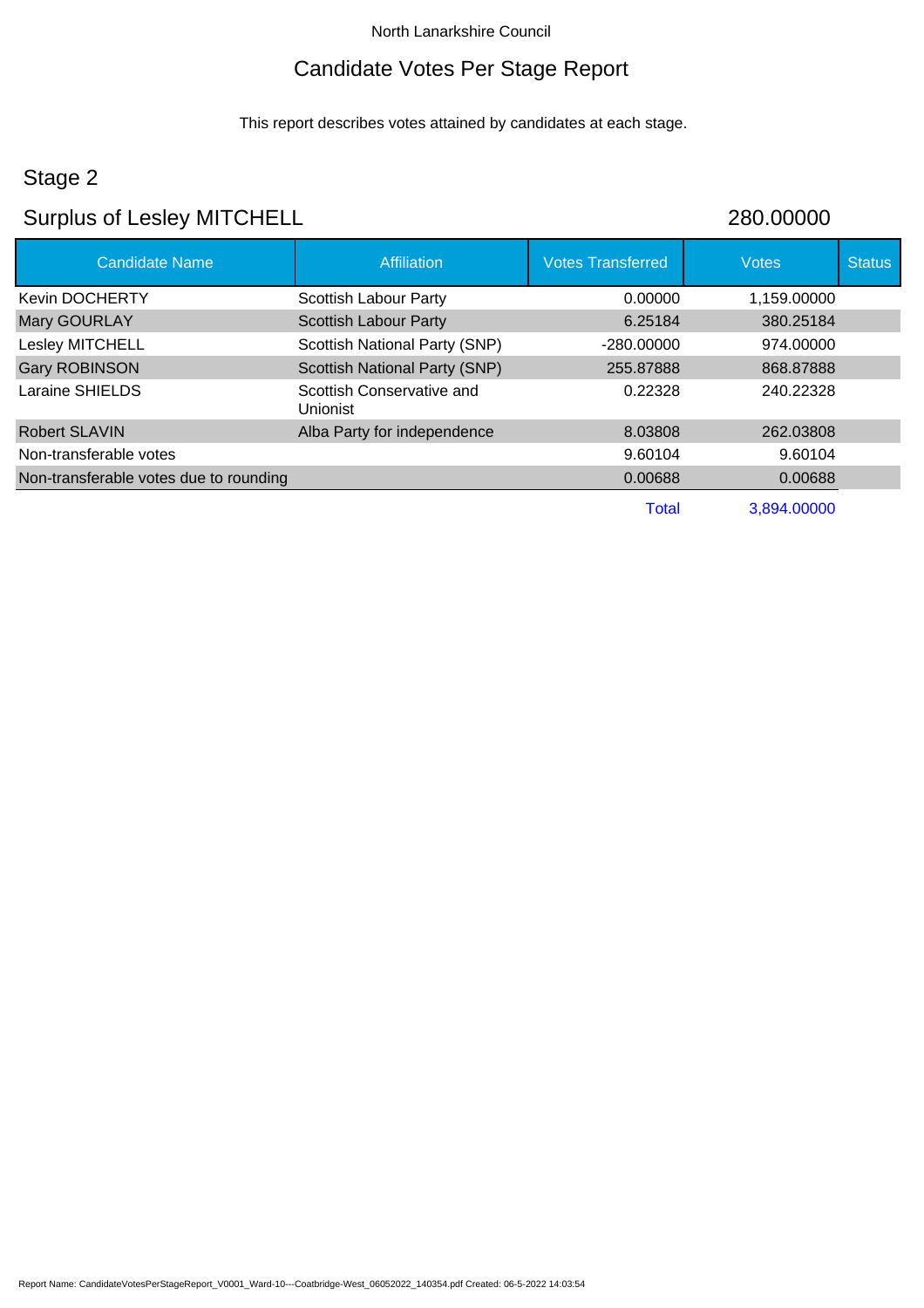North Lanarkshire Council

# Candidate Votes Per Stage Report

This report describes votes attained by candidates at each stage.

## Stage 2

## Surplus of Lesley MITCHELL 280.00000

| Candidate Name | Affiliation | Votes Transferred | Votes | Status |
|---|---|---|---|---|
| Kevin DOCHERTY | Scottish Labour Party | 0.00000 | 1,159.00000 | |
| Mary GOURLAY | Scottish Labour Party | 6.25184 | 380.25184 | |
| Lesley MITCHELL | Scottish National Party (SNP) | -280.00000 | 974.00000 | |
| Gary ROBINSON | Scottish National Party (SNP) | 255.87888 | 868.87888 | |
| Laraine SHIELDS | Scottish Conservative and Unionist | 0.22328 | 240.22328 | |
| Robert SLAVIN | Alba Party for independence | 8.03808 | 262.03808 | |
| Non-transferable votes | | 9.60104 | 9.60104 | |
| Non-transferable votes due to rounding | | 0.00688 | 0.00688 | |
| | | Total | 3,894.00000 | |

Report Name: CandidateVotesPerStageReport_V0001_Ward-10---Coatbridge-West_06052022_140354.pdf Created: 06-5-2022 14:03:54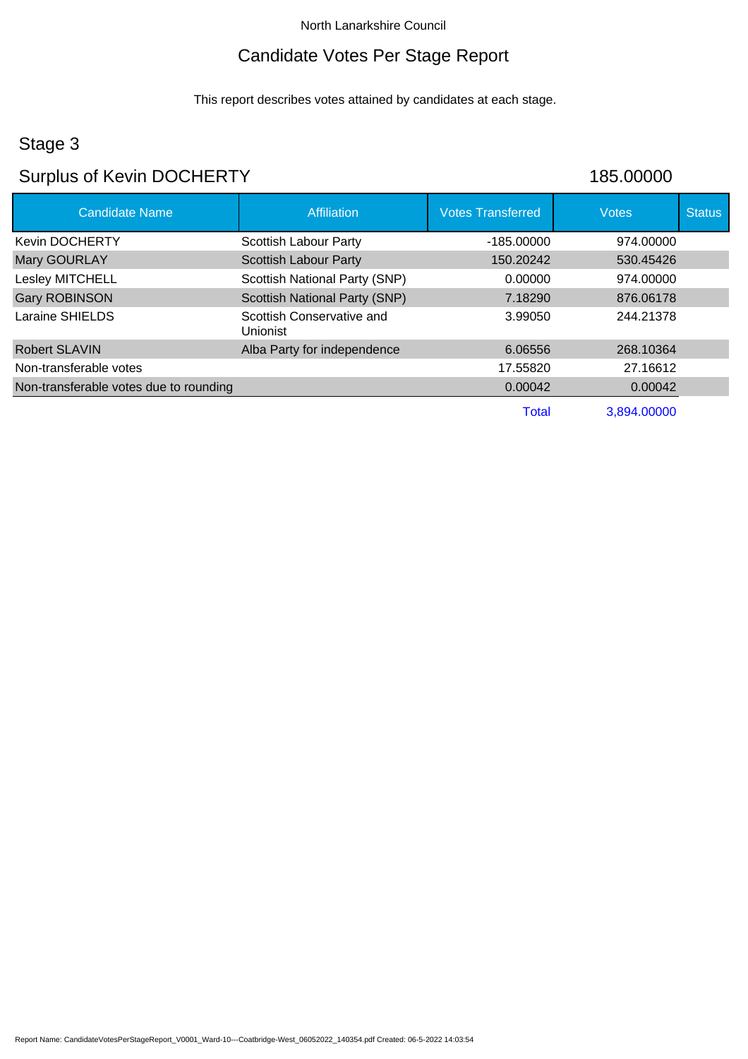North Lanarkshire Council

# Candidate Votes Per Stage Report

This report describes votes attained by candidates at each stage.

## Stage 3

## Surplus of Kevin DOCHERTY 185.00000

| Candidate Name | Affiliation | Votes Transferred | Votes | Status |
|---|---|---|---|---|
| Kevin DOCHERTY | Scottish Labour Party | -185.00000 | 974.00000 | |
| Mary GOURLAY | Scottish Labour Party | 150.20242 | 530.45426 | |
| Lesley MITCHELL | Scottish National Party (SNP) | 0.00000 | 974.00000 | |
| Gary ROBINSON | Scottish National Party (SNP) | 7.18290 | 876.06178 | |
| Laraine SHIELDS | Scottish Conservative and Unionist | 3.99050 | 244.21378 | |
| Robert SLAVIN | Alba Party for independence | 6.06556 | 268.10364 | |
| Non-transferable votes | | 17.55820 | 27.16612 | |
| Non-transferable votes due to rounding | | 0.00042 | 0.00042 | |
| | | Total | 3,894.00000 | |

Report Name: CandidateVotesPerStageReport_V0001_Ward-10---Coatbridge-West_06052022_140354.pdf Created: 06-5-2022 14:03:54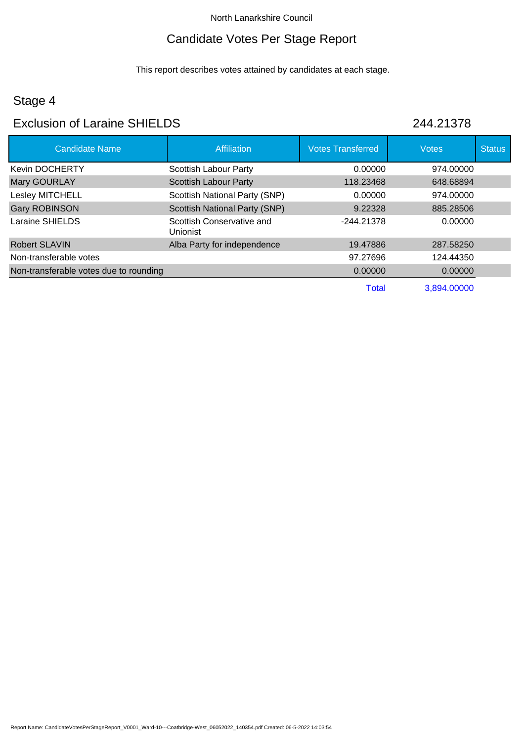North Lanarkshire Council

# Candidate Votes Per Stage Report

This report describes votes attained by candidates at each stage.

## Stage 4

## Exclusion of Laraine SHIELDS 244.21378

| Candidate Name | Affiliation | Votes Transferred | Votes | Status |
|---|---|---|---|---|
| Kevin DOCHERTY | Scottish Labour Party | 0.00000 | 974.00000 | |
| Mary GOURLAY | Scottish Labour Party | 118.23468 | 648.68894 | |
| Lesley MITCHELL | Scottish National Party (SNP) | 0.00000 | 974.00000 | |
| Gary ROBINSON | Scottish National Party (SNP) | 9.22328 | 885.28506 | |
| Laraine SHIELDS | Scottish Conservative and Unionist | -244.21378 | 0.00000 | |
| Robert SLAVIN | Alba Party for independence | 19.47886 | 287.58250 | |
| Non-transferable votes | | 97.27696 | 124.44350 | |
| Non-transferable votes due to rounding | | 0.00000 | 0.00000 | |
| | | Total | 3,894.00000 | |

Report Name: CandidateVotesPerStageReport_V0001_Ward-10---Coatbridge-West_06052022_140354.pdf Created: 06-5-2022 14:03:54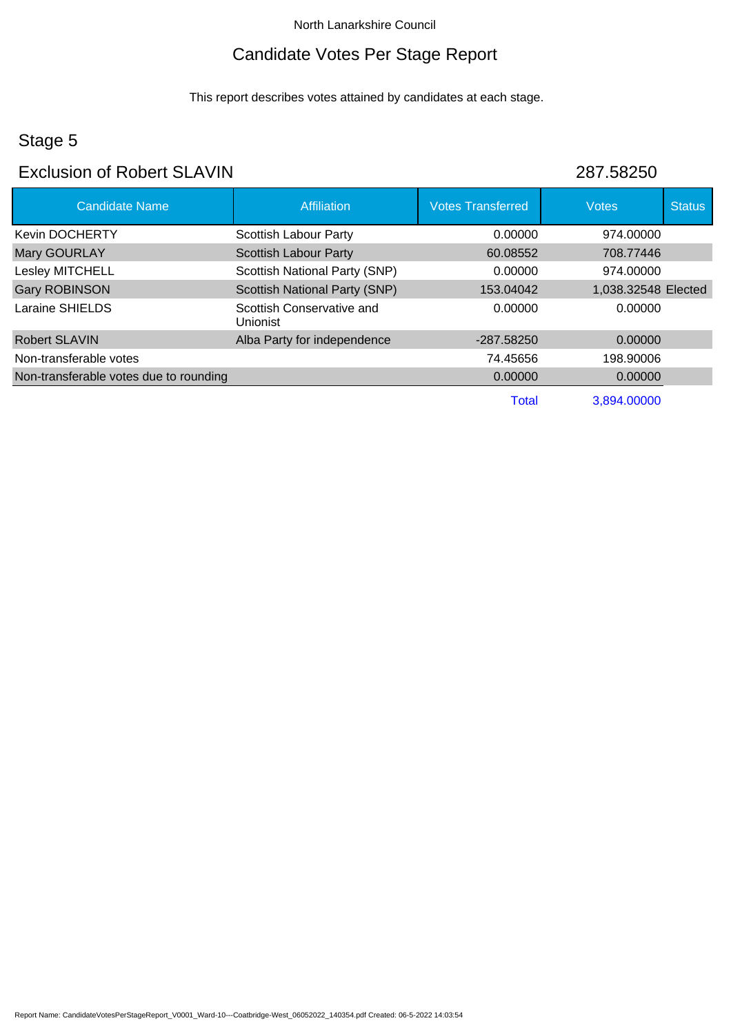North Lanarkshire Council

# Candidate Votes Per Stage Report

This report describes votes attained by candidates at each stage.

## Stage 5

## Exclusion of Robert SLAVIN 287.58250

| Candidate Name | Affiliation | Votes Transferred | Votes | Status |
|---|---|---|---|---|
| Kevin DOCHERTY | Scottish Labour Party | 0.00000 | 974.00000 | |
| Mary GOURLAY | Scottish Labour Party | 60.08552 | 708.77446 | |
| Lesley MITCHELL | Scottish National Party (SNP) | 0.00000 | 974.00000 | |
| Gary ROBINSON | Scottish National Party (SNP) | 153.04042 | 1,038.32548 | Elected |
| Laraine SHIELDS | Scottish Conservative and Unionist | 0.00000 | 0.00000 | |
| Robert SLAVIN | Alba Party for independence | -287.58250 | 0.00000 | |
| Non-transferable votes | | 74.45656 | 198.90006 | |
| Non-transferable votes due to rounding | | 0.00000 | 0.00000 | |
| | | Total | 3,894.00000 | |

Report Name: CandidateVotesPerStageReport_V0001_Ward-10---Coatbridge-West_06052022_140354.pdf Created: 06-5-2022 14:03:54